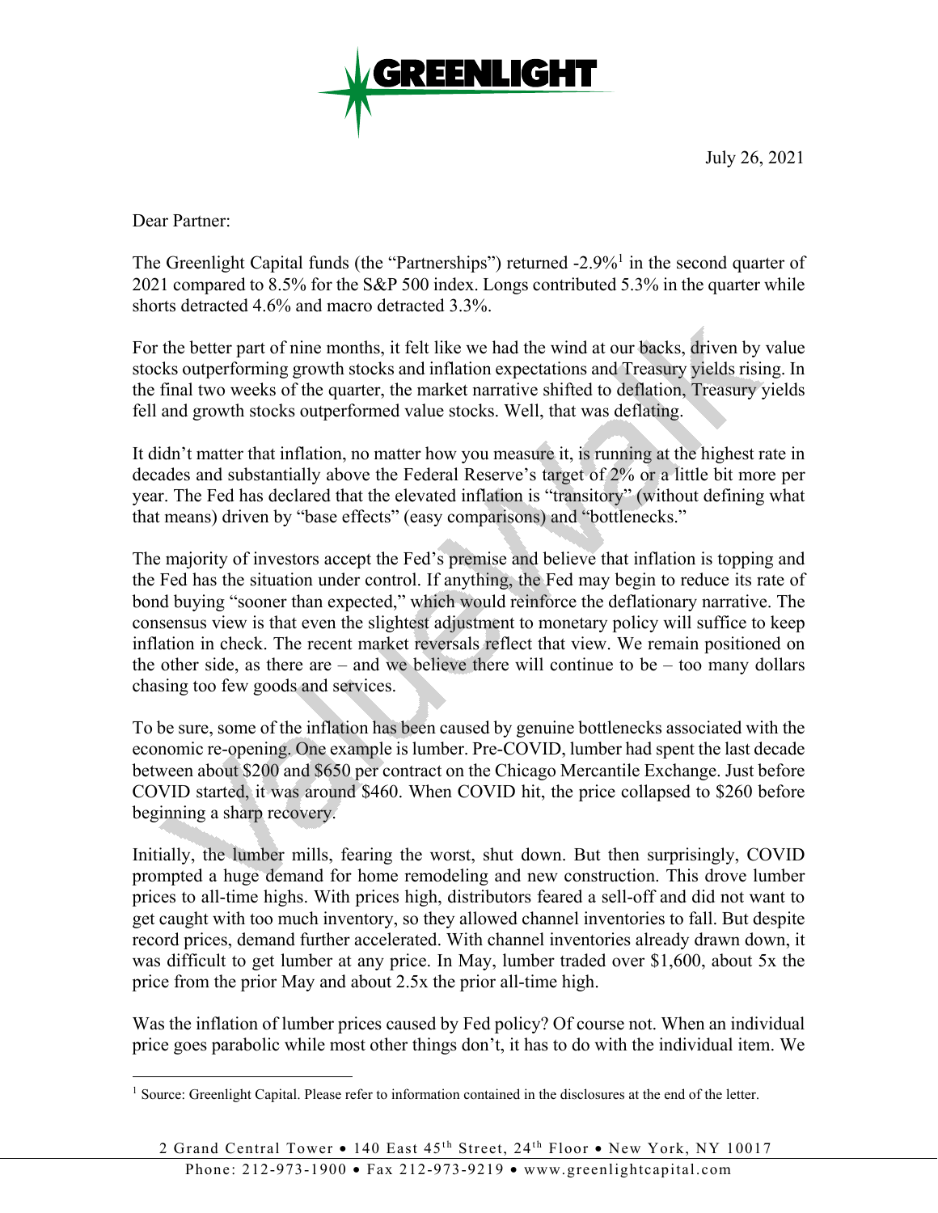GREENLIGHT

July 26, 2021

Dear Partner:

The Greenlight Capital funds (the "Partnerships") returned -2.9%[1] in the second quarter of 2021 compared to 8.5% for the S&P 500 index. Longs contributed 5.3% in the quarter while shorts detracted 4.6% and macro detracted 3.3%.

For the better part of nine months, it felt like we had the wind at our backs, driven by value stocks outperforming growth stocks and inflation expectations and Treasury yields rising. In the final two weeks of the quarter, the market narrative shifted to deflation, Treasury yields fell and growth stocks outperformed value stocks. Well, that was deflating.

It didn't matter that inflation, no matter how you measure it, is running at the highest rate in decades and substantially above the Federal Reserve's target of 2% or a little bit more per year. The Fed has declared that the elevated inflation is "transitory" (without defining what that means) driven by "base effects" (easy comparisons) and "bottlenecks."

The majority of investors accept the Fed's premise and believe that inflation is topping and the Fed has the situation under control. If anything, the Fed may begin to reduce its rate of bond buying "sooner than expected," which would reinforce the deflationary narrative. The consensus view is that even the slightest adjustment to monetary policy will suffice to keep inflation in check. The recent market reversals reflect that view. We remain positioned on the other side, as there are – and we believe there will continue to be – too many dollars chasing too few goods and services.

To be sure, some of the inflation has been caused by genuine bottlenecks associated with the economic re-opening. One example is lumber. Pre-COVID, lumber had spent the last decade between about $200 and $650 per contract on the Chicago Mercantile Exchange. Just before COVID started, it was around $460. When COVID hit, the price collapsed to $260 before beginning a sharp recovery.

Initially, the lumber mills, fearing the worst, shut down. But then surprisingly, COVID prompted a huge demand for home remodeling and new construction. This drove lumber prices to all-time highs. With prices high, distributors feared a sell-off and did not want to get caught with too much inventory, so they allowed channel inventories to fall. But despite record prices, demand further accelerated. With channel inventories already drawn down, it was difficult to get lumber at any price. In May, lumber traded over $1,600, about 5x the price from the prior May and about 2.5x the prior all-time high.

Was the inflation of lumber prices caused by Fed policy? Of course not. When an individual price goes parabolic while most other things don't, it has to do with the individual item. We

[1] Source: Greenlight Capital. Please refer to information contained in the disclosures at the end of the letter.

2 Grand Central Tower • 140 East 45th Street, 24th Floor • New York, NY 10017
Phone: 212-973-1900 • Fax 212-973-9219 • www.greenlightcapital.com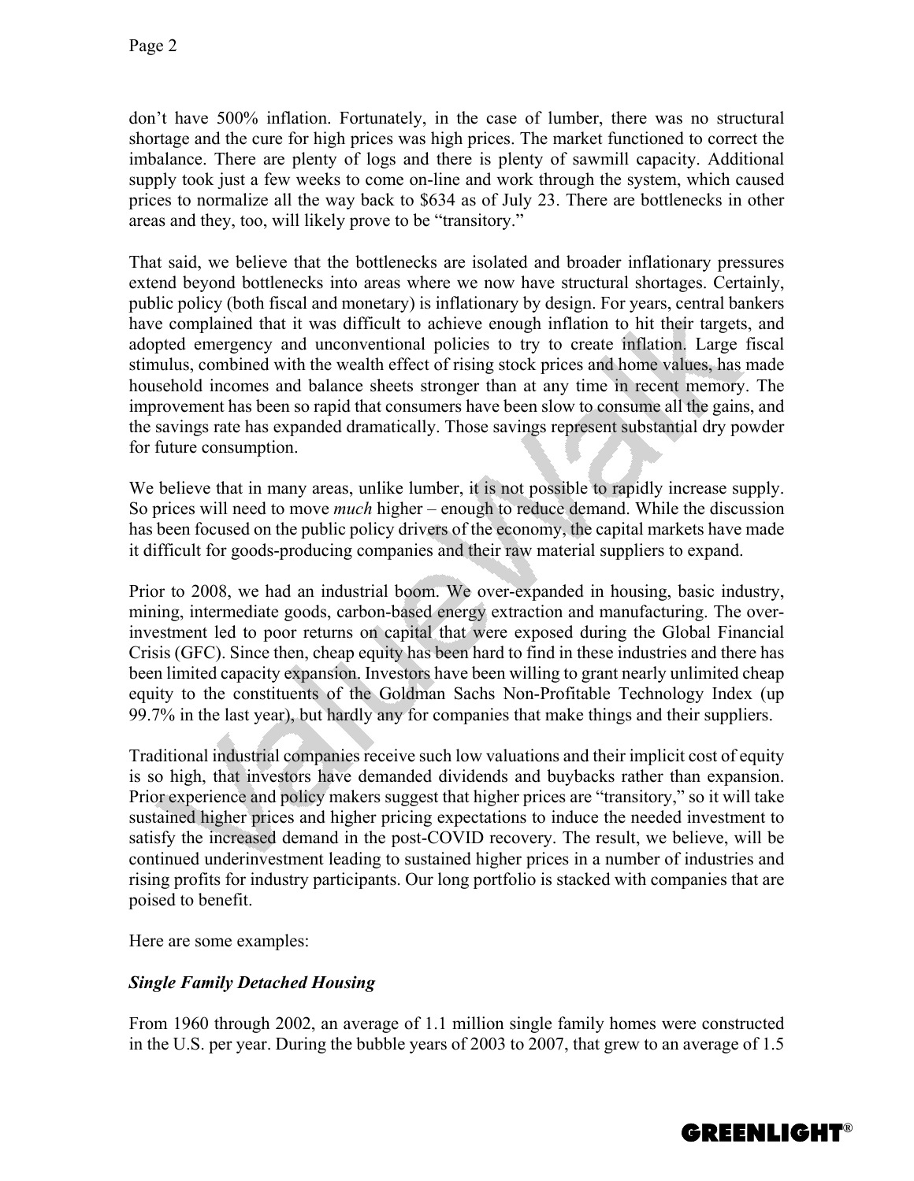don't have 500% inflation. Fortunately, in the case of lumber, there was no structural shortage and the cure for high prices was high prices. The market functioned to correct the imbalance. There are plenty of logs and there is plenty of sawmill capacity. Additional supply took just a few weeks to come on-line and work through the system, which caused prices to normalize all the way back to $634 as of July 23. There are bottlenecks in other areas and they, too, will likely prove to be "transitory."

That said, we believe that the bottlenecks are isolated and broader inflationary pressures extend beyond bottlenecks into areas where we now have structural shortages. Certainly, public policy (both fiscal and monetary) is inflationary by design. For years, central bankers have complained that it was difficult to achieve enough inflation to hit their targets, and adopted emergency and unconventional policies to try to create inflation. Large fiscal stimulus, combined with the wealth effect of rising stock prices and home values, has made household incomes and balance sheets stronger than at any time in recent memory. The improvement has been so rapid that consumers have been slow to consume all the gains, and the savings rate has expanded dramatically. Those savings represent substantial dry powder for future consumption.

We believe that in many areas, unlike lumber, it is not possible to rapidly increase supply. So prices will need to move *much* higher – enough to reduce demand. While the discussion has been focused on the public policy drivers of the economy, the capital markets have made it difficult for goods-producing companies and their raw material suppliers to expand.

Prior to 2008, we had an industrial boom. We over-expanded in housing, basic industry, mining, intermediate goods, carbon-based energy extraction and manufacturing. The over-investment led to poor returns on capital that were exposed during the Global Financial Crisis (GFC). Since then, cheap equity has been hard to find in these industries and there has been limited capacity expansion. Investors have been willing to grant nearly unlimited cheap equity to the constituents of the Goldman Sachs Non-Profitable Technology Index (up 99.7% in the last year), but hardly any for companies that make things and their suppliers.

Traditional industrial companies receive such low valuations and their implicit cost of equity is so high, that investors have demanded dividends and buybacks rather than expansion. Prior experience and policy makers suggest that higher prices are "transitory," so it will take sustained higher prices and higher pricing expectations to induce the needed investment to satisfy the increased demand in the post-COVID recovery. The result, we believe, will be continued underinvestment leading to sustained higher prices in a number of industries and rising profits for industry participants. Our long portfolio is stacked with companies that are poised to benefit.

Here are some examples:

***Single Family Detached Housing***

From 1960 through 2002, an average of 1.1 million single family homes were constructed in the U.S. per year. During the bubble years of 2003 to 2007, that grew to an average of 1.5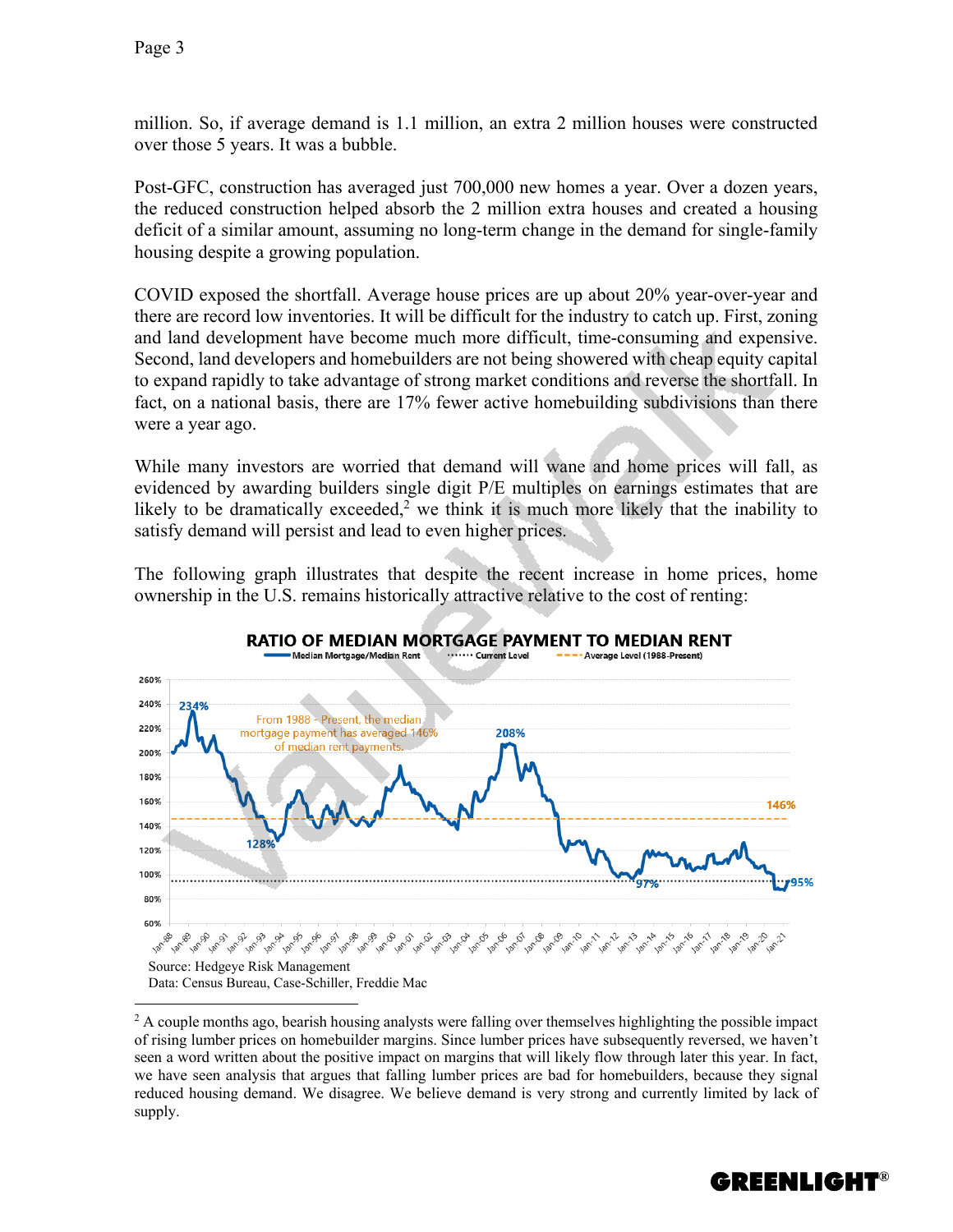million. So, if average demand is 1.1 million, an extra 2 million houses were constructed over those 5 years. It was a bubble.

Post-GFC, construction has averaged just 700,000 new homes a year. Over a dozen years, the reduced construction helped absorb the 2 million extra houses and created a housing deficit of a similar amount, assuming no long-term change in the demand for single-family housing despite a growing population.

COVID exposed the shortfall. Average house prices are up about 20% year-over-year and there are record low inventories. It will be difficult for the industry to catch up. First, zoning and land development have become much more difficult, time-consuming and expensive. Second, land developers and homebuilders are not being showered with cheap equity capital to expand rapidly to take advantage of strong market conditions and reverse the shortfall. In fact, on a national basis, there are 17% fewer active homebuilding subdivisions than there were a year ago.

While many investors are worried that demand will wane and home prices will fall, as evidenced by awarding builders single digit P/E multiples on earnings estimates that are likely to be dramatically exceeded,[2] we think it is much more likely that the inability to satisfy demand will persist and lead to even higher prices.

The following graph illustrates that despite the recent increase in home prices, home ownership in the U.S. remains historically attractive relative to the cost of renting:

**RATIO OF MEDIAN MORTGAGE PAYMENT TO MEDIAN RENT**

Median Mortgage/Median Rent ····· Current Level - - - Average Level (1988-Present)

From 1988 - Present, the median mortgage payment has averaged 146% of median rent payments.

234% | 128% | 208% | 97% | 146% | 95%

Source: Hedgeye Risk Management
Data: Census Bureau, Case-Schiller, Freddie Mac

---

[2] A couple months ago, bearish housing analysts were falling over themselves highlighting the possible impact of rising lumber prices on homebuilder margins. Since lumber prices have subsequently reversed, we haven't seen a word written about the positive impact on margins that will likely flow through later this year. In fact, we have seen analysis that argues that falling lumber prices are bad for homebuilders, because they signal reduced housing demand. We disagree. We believe demand is very strong and currently limited by lack of supply.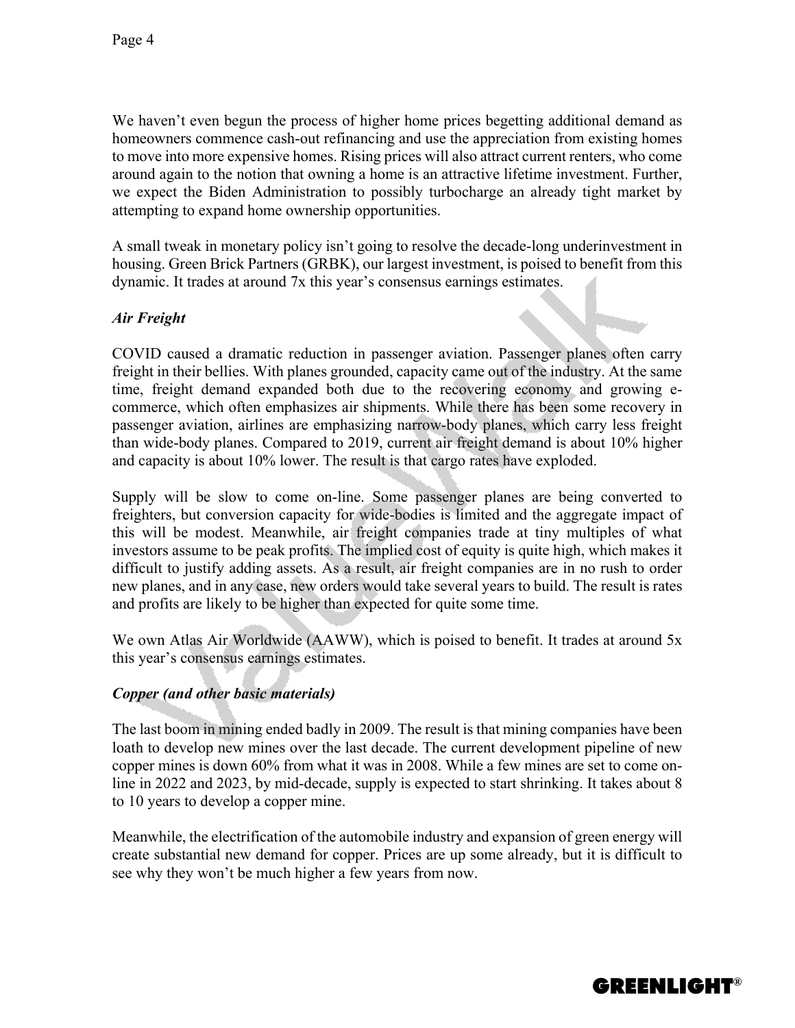We haven't even begun the process of higher home prices begetting additional demand as homeowners commence cash-out refinancing and use the appreciation from existing homes to move into more expensive homes. Rising prices will also attract current renters, who come around again to the notion that owning a home is an attractive lifetime investment. Further, we expect the Biden Administration to possibly turbocharge an already tight market by attempting to expand home ownership opportunities.

A small tweak in monetary policy isn't going to resolve the decade-long underinvestment in housing. Green Brick Partners (GRBK), our largest investment, is poised to benefit from this dynamic. It trades at around 7x this year's consensus earnings estimates.

***Air Freight***

COVID caused a dramatic reduction in passenger aviation. Passenger planes often carry freight in their bellies. With planes grounded, capacity came out of the industry. At the same time, freight demand expanded both due to the recovering economy and growing e-commerce, which often emphasizes air shipments. While there has been some recovery in passenger aviation, airlines are emphasizing narrow-body planes, which carry less freight than wide-body planes. Compared to 2019, current air freight demand is about 10% higher and capacity is about 10% lower. The result is that cargo rates have exploded.

Supply will be slow to come on-line. Some passenger planes are being converted to freighters, but conversion capacity for wide-bodies is limited and the aggregate impact of this will be modest. Meanwhile, air freight companies trade at tiny multiples of what investors assume to be peak profits. The implied cost of equity is quite high, which makes it difficult to justify adding assets. As a result, air freight companies are in no rush to order new planes, and in any case, new orders would take several years to build. The result is rates and profits are likely to be higher than expected for quite some time.

We own Atlas Air Worldwide (AAWW), which is poised to benefit. It trades at around 5x this year's consensus earnings estimates.

***Copper (and other basic materials)***

The last boom in mining ended badly in 2009. The result is that mining companies have been loath to develop new mines over the last decade. The current development pipeline of new copper mines is down 60% from what it was in 2008. While a few mines are set to come on-line in 2022 and 2023, by mid-decade, supply is expected to start shrinking. It takes about 8 to 10 years to develop a copper mine.

Meanwhile, the electrification of the automobile industry and expansion of green energy will create substantial new demand for copper. Prices are up some already, but it is difficult to see why they won't be much higher a few years from now.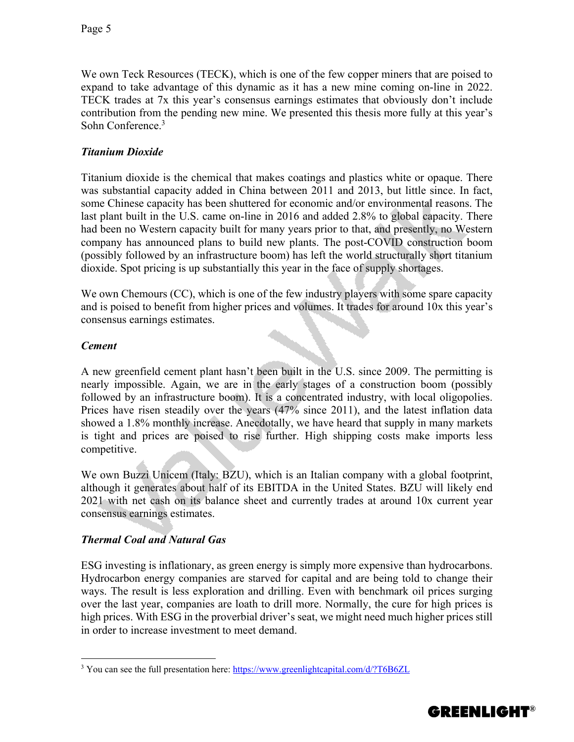We own Teck Resources (TECK), which is one of the few copper miners that are poised to expand to take advantage of this dynamic as it has a new mine coming on-line in 2022. TECK trades at 7x this year's consensus earnings estimates that obviously don't include contribution from the pending new mine. We presented this thesis more fully at this year's Sohn Conference.[3]

### *Titanium Dioxide*

Titanium dioxide is the chemical that makes coatings and plastics white or opaque. There was substantial capacity added in China between 2011 and 2013, but little since. In fact, some Chinese capacity has been shuttered for economic and/or environmental reasons. The last plant built in the U.S. came on-line in 2016 and added 2.8% to global capacity. There had been no Western capacity built for many years prior to that, and presently, no Western company has announced plans to build new plants. The post-COVID construction boom (possibly followed by an infrastructure boom) has left the world structurally short titanium dioxide. Spot pricing is up substantially this year in the face of supply shortages.

We own Chemours (CC), which is one of the few industry players with some spare capacity and is poised to benefit from higher prices and volumes. It trades for around 10x this year's consensus earnings estimates.

### *Cement*

A new greenfield cement plant hasn't been built in the U.S. since 2009. The permitting is nearly impossible. Again, we are in the early stages of a construction boom (possibly followed by an infrastructure boom). It is a concentrated industry, with local oligopolies. Prices have risen steadily over the years (47% since 2011), and the latest inflation data showed a 1.8% monthly increase. Anecdotally, we have heard that supply in many markets is tight and prices are poised to rise further. High shipping costs make imports less competitive.

We own Buzzi Unicem (Italy: BZU), which is an Italian company with a global footprint, although it generates about half of its EBITDA in the United States. BZU will likely end 2021 with net cash on its balance sheet and currently trades at around 10x current year consensus earnings estimates.

### *Thermal Coal and Natural Gas*

ESG investing is inflationary, as green energy is simply more expensive than hydrocarbons. Hydrocarbon energy companies are starved for capital and are being told to change their ways. The result is less exploration and drilling. Even with benchmark oil prices surging over the last year, companies are loath to drill more. Normally, the cure for high prices is high prices. With ESG in the proverbial driver's seat, we might need much higher prices still in order to increase investment to meet demand.

---

[3] You can see the full presentation here: https://www.greenlightcapital.com/d/?T6B6ZL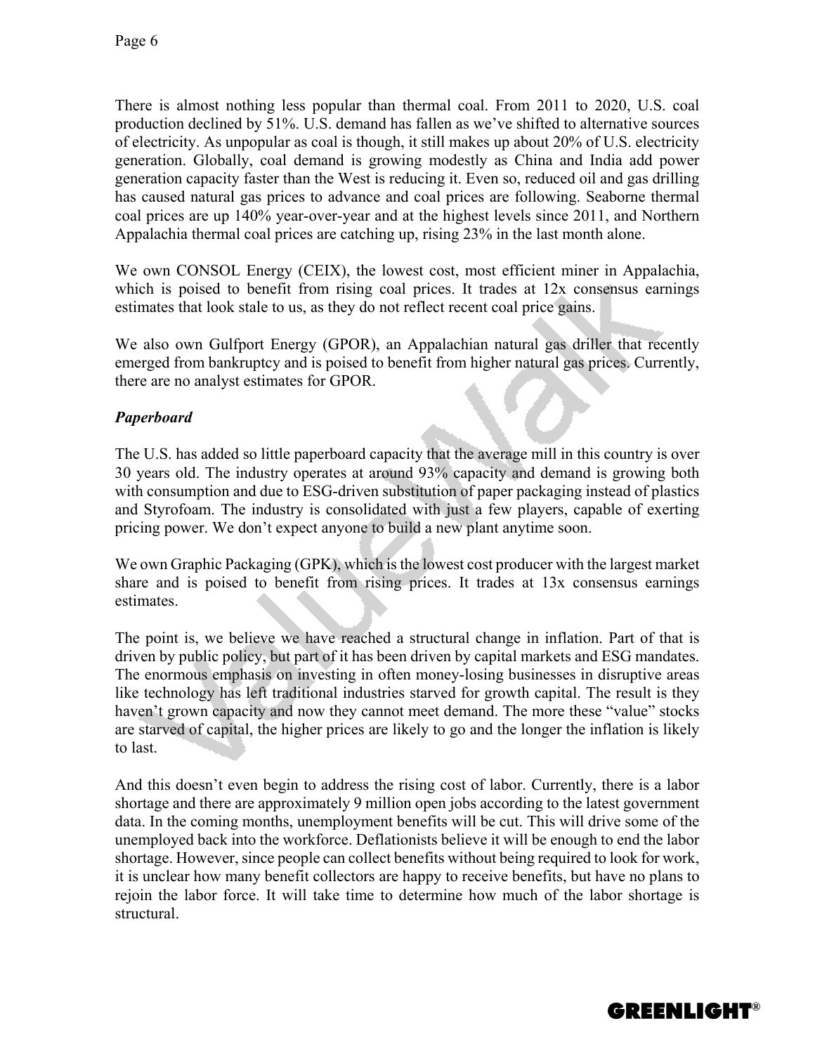There is almost nothing less popular than thermal coal. From 2011 to 2020, U.S. coal production declined by 51%. U.S. demand has fallen as we've shifted to alternative sources of electricity. As unpopular as coal is though, it still makes up about 20% of U.S. electricity generation. Globally, coal demand is growing modestly as China and India add power generation capacity faster than the West is reducing it. Even so, reduced oil and gas drilling has caused natural gas prices to advance and coal prices are following. Seaborne thermal coal prices are up 140% year-over-year and at the highest levels since 2011, and Northern Appalachia thermal coal prices are catching up, rising 23% in the last month alone.

We own CONSOL Energy (CEIX), the lowest cost, most efficient miner in Appalachia, which is poised to benefit from rising coal prices. It trades at 12x consensus earnings estimates that look stale to us, as they do not reflect recent coal price gains.

We also own Gulfport Energy (GPOR), an Appalachian natural gas driller that recently emerged from bankruptcy and is poised to benefit from higher natural gas prices. Currently, there are no analyst estimates for GPOR.

***Paperboard***

The U.S. has added so little paperboard capacity that the average mill in this country is over 30 years old. The industry operates at around 93% capacity and demand is growing both with consumption and due to ESG-driven substitution of paper packaging instead of plastics and Styrofoam. The industry is consolidated with just a few players, capable of exerting pricing power. We don't expect anyone to build a new plant anytime soon.

We own Graphic Packaging (GPK), which is the lowest cost producer with the largest market share and is poised to benefit from rising prices. It trades at 13x consensus earnings estimates.

The point is, we believe we have reached a structural change in inflation. Part of that is driven by public policy, but part of it has been driven by capital markets and ESG mandates. The enormous emphasis on investing in often money-losing businesses in disruptive areas like technology has left traditional industries starved for growth capital. The result is they haven't grown capacity and now they cannot meet demand. The more these "value" stocks are starved of capital, the higher prices are likely to go and the longer the inflation is likely to last.

And this doesn't even begin to address the rising cost of labor. Currently, there is a labor shortage and there are approximately 9 million open jobs according to the latest government data. In the coming months, unemployment benefits will be cut. This will drive some of the unemployed back into the workforce. Deflationists believe it will be enough to end the labor shortage. However, since people can collect benefits without being required to look for work, it is unclear how many benefit collectors are happy to receive benefits, but have no plans to rejoin the labor force. It will take time to determine how much of the labor shortage is structural.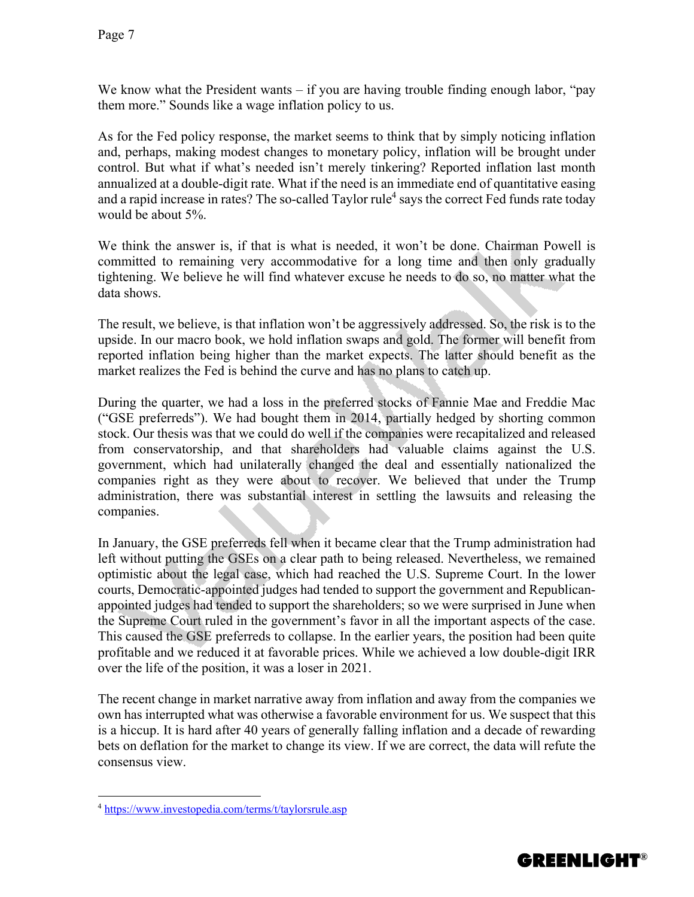We know what the President wants – if you are having trouble finding enough labor, "pay them more." Sounds like a wage inflation policy to us.

As for the Fed policy response, the market seems to think that by simply noticing inflation and, perhaps, making modest changes to monetary policy, inflation will be brought under control. But what if what's needed isn't merely tinkering? Reported inflation last month annualized at a double-digit rate. What if the need is an immediate end of quantitative easing and a rapid increase in rates? The so-called Taylor rule[4] says the correct Fed funds rate today would be about 5%.

We think the answer is, if that is what is needed, it won't be done. Chairman Powell is committed to remaining very accommodative for a long time and then only gradually tightening. We believe he will find whatever excuse he needs to do so, no matter what the data shows.

The result, we believe, is that inflation won't be aggressively addressed. So, the risk is to the upside. In our macro book, we hold inflation swaps and gold. The former will benefit from reported inflation being higher than the market expects. The latter should benefit as the market realizes the Fed is behind the curve and has no plans to catch up.

During the quarter, we had a loss in the preferred stocks of Fannie Mae and Freddie Mac ("GSE preferreds"). We had bought them in 2014, partially hedged by shorting common stock. Our thesis was that we could do well if the companies were recapitalized and released from conservatorship, and that shareholders had valuable claims against the U.S. government, which had unilaterally changed the deal and essentially nationalized the companies right as they were about to recover. We believed that under the Trump administration, there was substantial interest in settling the lawsuits and releasing the companies.

In January, the GSE preferreds fell when it became clear that the Trump administration had left without putting the GSEs on a clear path to being released. Nevertheless, we remained optimistic about the legal case, which had reached the U.S. Supreme Court. In the lower courts, Democratic-appointed judges had tended to support the government and Republican-appointed judges had tended to support the shareholders; so we were surprised in June when the Supreme Court ruled in the government's favor in all the important aspects of the case. This caused the GSE preferreds to collapse. In the earlier years, the position had been quite profitable and we reduced it at favorable prices. While we achieved a low double-digit IRR over the life of the position, it was a loser in 2021.

The recent change in market narrative away from inflation and away from the companies we own has interrupted what was otherwise a favorable environment for us. We suspect that this is a hiccup. It is hard after 40 years of generally falling inflation and a decade of rewarding bets on deflation for the market to change its view. If we are correct, the data will refute the consensus view.

---

[4] https://www.investopedia.com/terms/t/taylorsrule.asp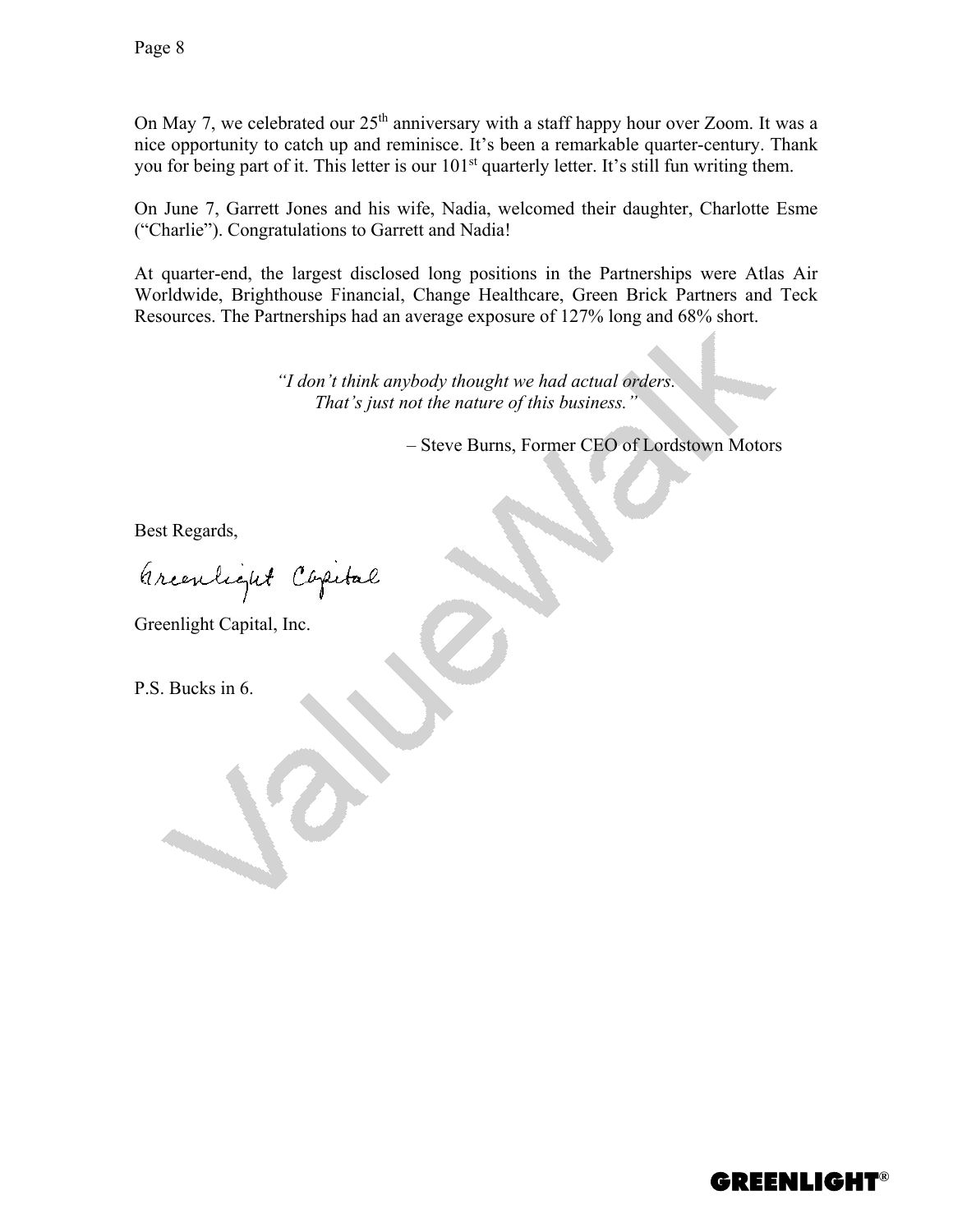On May 7, we celebrated our 25th anniversary with a staff happy hour over Zoom. It was a nice opportunity to catch up and reminisce. It's been a remarkable quarter-century. Thank you for being part of it. This letter is our 101st quarterly letter. It's still fun writing them.

On June 7, Garrett Jones and his wife, Nadia, welcomed their daughter, Charlotte Esme ("Charlie"). Congratulations to Garrett and Nadia!

At quarter-end, the largest disclosed long positions in the Partnerships were Atlas Air Worldwide, Brighthouse Financial, Change Healthcare, Green Brick Partners and Teck Resources. The Partnerships had an average exposure of 127% long and 68% short.

> *"I don't think anybody thought we had actual orders. That's just not the nature of this business."*
>
> – Steve Burns, Former CEO of Lordstown Motors

Best Regards,

Greenlight Capital

Greenlight Capital, Inc.

P.S. Bucks in 6.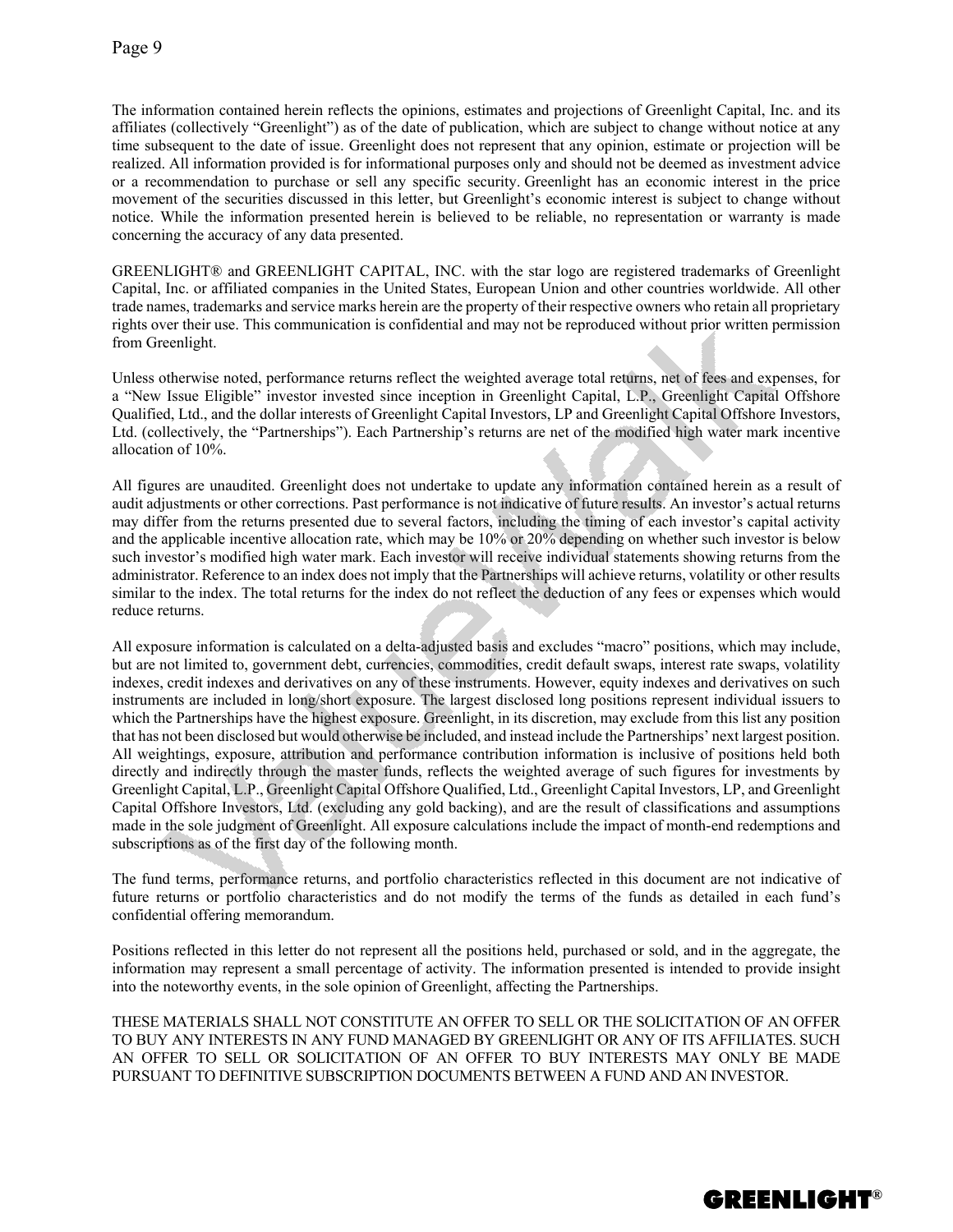The information contained herein reflects the opinions, estimates and projections of Greenlight Capital, Inc. and its affiliates (collectively "Greenlight") as of the date of publication, which are subject to change without notice at any time subsequent to the date of issue. Greenlight does not represent that any opinion, estimate or projection will be realized. All information provided is for informational purposes only and should not be deemed as investment advice or a recommendation to purchase or sell any specific security. Greenlight has an economic interest in the price movement of the securities discussed in this letter, but Greenlight's economic interest is subject to change without notice. While the information presented herein is believed to be reliable, no representation or warranty is made concerning the accuracy of any data presented.

GREENLIGHT® and GREENLIGHT CAPITAL, INC. with the star logo are registered trademarks of Greenlight Capital, Inc. or affiliated companies in the United States, European Union and other countries worldwide. All other trade names, trademarks and service marks herein are the property of their respective owners who retain all proprietary rights over their use. This communication is confidential and may not be reproduced without prior written permission from Greenlight.

Unless otherwise noted, performance returns reflect the weighted average total returns, net of fees and expenses, for a "New Issue Eligible" investor invested since inception in Greenlight Capital, L.P., Greenlight Capital Offshore Qualified, Ltd., and the dollar interests of Greenlight Capital Investors, LP and Greenlight Capital Offshore Investors, Ltd. (collectively, the "Partnerships"). Each Partnership's returns are net of the modified high water mark incentive allocation of 10%.

All figures are unaudited. Greenlight does not undertake to update any information contained herein as a result of audit adjustments or other corrections. Past performance is not indicative of future results. An investor's actual returns may differ from the returns presented due to several factors, including the timing of each investor's capital activity and the applicable incentive allocation rate, which may be 10% or 20% depending on whether such investor is below such investor's modified high water mark. Each investor will receive individual statements showing returns from the administrator. Reference to an index does not imply that the Partnerships will achieve returns, volatility or other results similar to the index. The total returns for the index do not reflect the deduction of any fees or expenses which would reduce returns.

All exposure information is calculated on a delta-adjusted basis and excludes "macro" positions, which may include, but are not limited to, government debt, currencies, commodities, credit default swaps, interest rate swaps, volatility indexes, credit indexes and derivatives on any of these instruments. However, equity indexes and derivatives on such instruments are included in long/short exposure. The largest disclosed long positions represent individual issuers to which the Partnerships have the highest exposure. Greenlight, in its discretion, may exclude from this list any position that has not been disclosed but would otherwise be included, and instead include the Partnerships' next largest position. All weightings, exposure, attribution and performance contribution information is inclusive of positions held both directly and indirectly through the master funds, reflects the weighted average of such figures for investments by Greenlight Capital, L.P., Greenlight Capital Offshore Qualified, Ltd., Greenlight Capital Investors, LP, and Greenlight Capital Offshore Investors, Ltd. (excluding any gold backing), and are the result of classifications and assumptions made in the sole judgment of Greenlight. All exposure calculations include the impact of month-end redemptions and subscriptions as of the first day of the following month.

The fund terms, performance returns, and portfolio characteristics reflected in this document are not indicative of future returns or portfolio characteristics and do not modify the terms of the funds as detailed in each fund's confidential offering memorandum.

Positions reflected in this letter do not represent all the positions held, purchased or sold, and in the aggregate, the information may represent a small percentage of activity. The information presented is intended to provide insight into the noteworthy events, in the sole opinion of Greenlight, affecting the Partnerships.

THESE MATERIALS SHALL NOT CONSTITUTE AN OFFER TO SELL OR THE SOLICITATION OF AN OFFER TO BUY ANY INTERESTS IN ANY FUND MANAGED BY GREENLIGHT OR ANY OF ITS AFFILIATES. SUCH AN OFFER TO SELL OR SOLICITATION OF AN OFFER TO BUY INTERESTS MAY ONLY BE MADE PURSUANT TO DEFINITIVE SUBSCRIPTION DOCUMENTS BETWEEN A FUND AND AN INVESTOR.